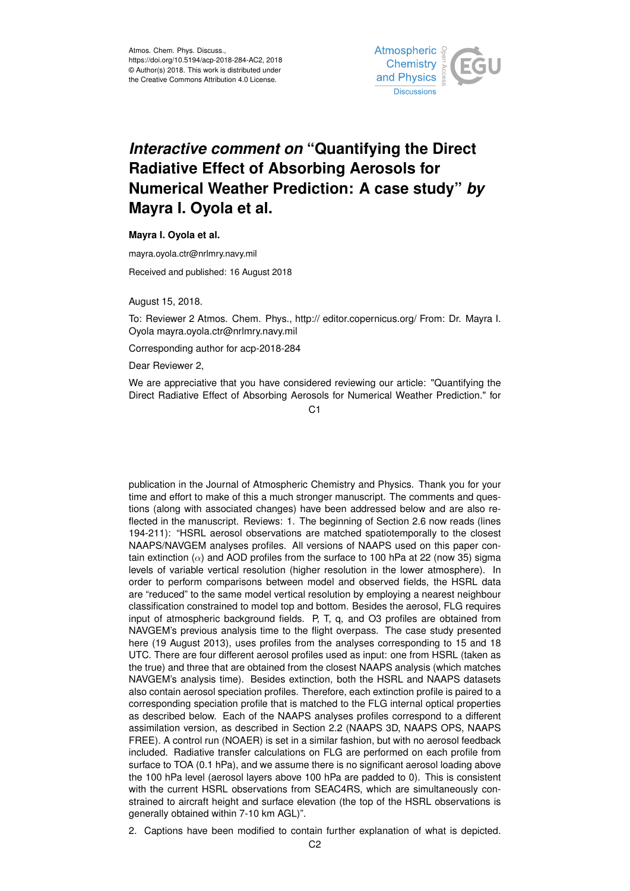# *Interactive comment on* "Quantifying the Direct Radiative Effect of Absorbing Aerosols for Numerical Weather Prediction: A case study" *by* Mayra I. Oyola et al.

**Mayra I. Oyola et al.**

mayra.oyola.ctr@nrlmry.navy.mil

Received and published: 16 August 2018

August 15, 2018.

To: Reviewer 2 Atmos. Chem. Phys., http:// editor.copernicus.org/ From: Dr. Mayra I. Oyola mayra.oyola.ctr@nrlmry.navy.mil

Corresponding author for acp-2018-284

Dear Reviewer 2,

We are appreciative that you have considered reviewing our article: "Quantifying the Direct Radiative Effect of Absorbing Aerosols for Numerical Weather Prediction." for publication in the Journal of Atmospheric Chemistry and Physics. Thank you for your time and effort to make of this a much stronger manuscript. The comments and questions (along with associated changes) have been addressed below and are also reflected in the manuscript. Reviews: 1. The beginning of Section 2.6 now reads (lines 194-211): "HSRL aerosol observations are matched spatiotemporally to the closest NAAPS/NAVGEM analyses profiles. All versions of NAAPS used on this paper contain extinction ($\alpha$) and AOD profiles from the surface to 100 hPa at 22 (now 35) sigma levels of variable vertical resolution (higher resolution in the lower atmosphere). In order to perform comparisons between model and observed fields, the HSRL data are "reduced" to the same model vertical resolution by employing a nearest neighbour classification constrained to model top and bottom. Besides the aerosol, FLG requires input of atmospheric background fields. P, T, q, and O3 profiles are obtained from NAVGEM's previous analysis time to the flight overpass. The case study presented here (19 August 2013), uses profiles from the analyses corresponding to 15 and 18 UTC. There are four different aerosol profiles used as input: one from HSRL (taken as the true) and three that are obtained from the closest NAAPS analysis (which matches NAVGEM's analysis time). Besides extinction, both the HSRL and NAAPS datasets also contain aerosol speciation profiles. Therefore, each extinction profile is paired to a corresponding speciation profile that is matched to the FLG internal optical properties as described below. Each of the NAAPS analyses profiles correspond to a different assimilation version, as described in Section 2.2 (NAAPS 3D, NAAPS OPS, NAAPS FREE). A control run (NOAER) is set in a similar fashion, but with no aerosol feedback included. Radiative transfer calculations on FLG are performed on each profile from surface to TOA (0.1 hPa), and we assume there is no significant aerosol loading above the 100 hPa level (aerosol layers above 100 hPa are padded to 0). This is consistent with the current HSRL observations from SEAC4RS, which are simultaneously constrained to aircraft height and surface elevation (the top of the HSRL observations is generally obtained within 7-10 km AGL)".

2. Captions have been modified to contain further explanation of what is depicted.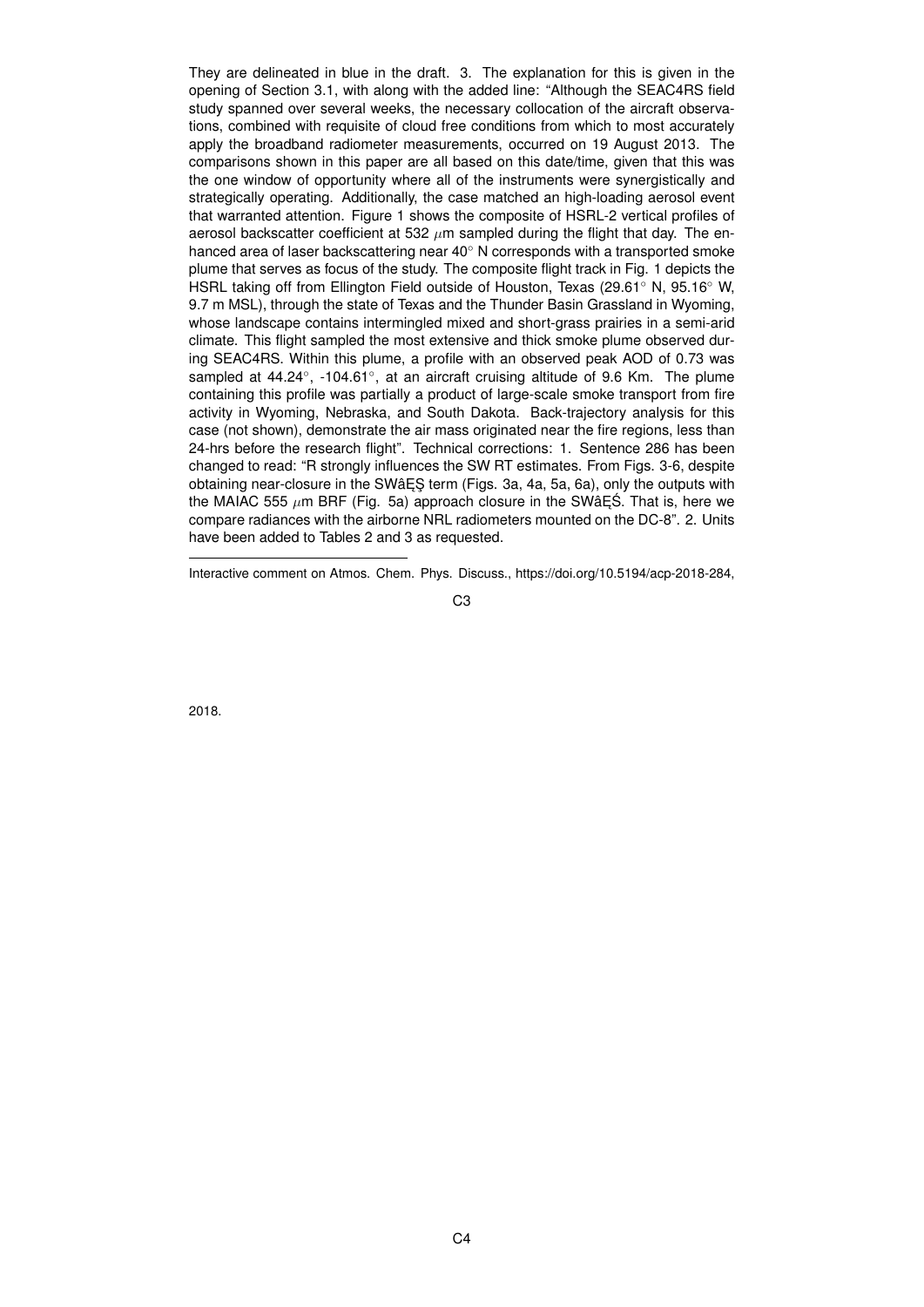They are delineated in blue in the draft. 3. The explanation for this is given in the opening of Section 3.1, with along with the added line: "Although the SEAC4RS field study spanned over several weeks, the necessary collocation of the aircraft observations, combined with requisite of cloud free conditions from which to most accurately apply the broadband radiometer measurements, occurred on 19 August 2013. The comparisons shown in this paper are all based on this date/time, given that this was the one window of opportunity where all of the instruments were synergistically and strategically operating. Additionally, the case matched an high-loading aerosol event that warranted attention. Figure 1 shows the composite of HSRL-2 vertical profiles of aerosol backscatter coefficient at 532 $\mu$m sampled during the flight that day. The enhanced area of laser backscattering near 40° N corresponds with a transported smoke plume that serves as focus of the study. The composite flight track in Fig. 1 depicts the HSRL taking off from Ellington Field outside of Houston, Texas (29.61° N, 95.16° W, 9.7 m MSL), through the state of Texas and the Thunder Basin Grassland in Wyoming, whose landscape contains intermingled mixed and short-grass prairies in a semi-arid climate. This flight sampled the most extensive and thick smoke plume observed during SEAC4RS. Within this plume, a profile with an observed peak AOD of 0.73 was sampled at 44.24°, -104.61°, at an aircraft cruising altitude of 9.6 Km. The plume containing this profile was partially a product of large-scale smoke transport from fire activity in Wyoming, Nebraska, and South Dakota. Back-trajectory analysis for this case (not shown), demonstrate the air mass originated near the fire regions, less than 24-hrs before the research flight". Technical corrections: 1. Sentence 286 has been changed to read: "R strongly influences the SW RT estimates. From Figs. 3-6, despite obtaining near-closure in the SWâĘŞ term (Figs. 3a, 4a, 5a, 6a), only the outputs with the MAIAC 555 $\mu$m BRF (Fig. 5a) approach closure in the SWâĘŚ. That is, here we compare radiances with the airborne NRL radiometers mounted on the DC-8". 2. Units have been added to Tables 2 and 3 as requested.

Interactive comment on Atmos. Chem. Phys. Discuss., https://doi.org/10.5194/acp-2018-284, 2018.